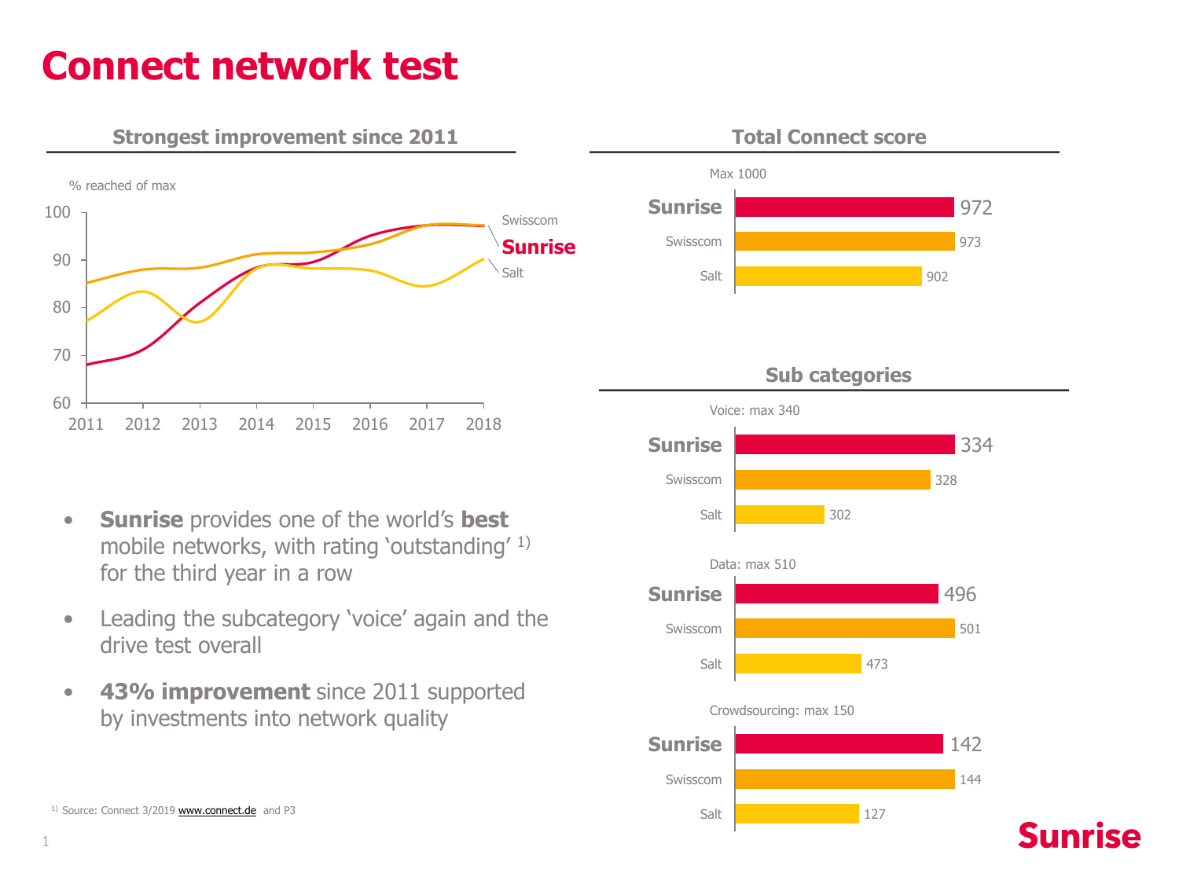# Connect network test

## Strongest improvement since 2011

% reached of max

Line chart (2011–2018), y-axis 60–100: Swisscom, Sunrise, Salt

- **Sunrise** provides one of the world's **best** mobile networks, with rating 'outstanding' [1] for the third year in a row
- Leading the subcategory 'voice' again and the drive test overall
- **43% improvement** since 2011 supported by investments into network quality

[1] Source: Connect 3/2019 www.connect.de and P3

## Total Connect score

Max 1000

| | Score |
|---|---|
| **Sunrise** | 972 |
| Swisscom | 973 |
| Salt | 902 |

## Sub categories

| | Voice: max 340 | Data: max 510 | Crowdsourcing: max 150 |
|---|---|---|---|
| **Sunrise** | 334 | 496 | 142 |
| Swisscom | 328 | 501 | 144 |
| Salt | 302 | 473 | 127 |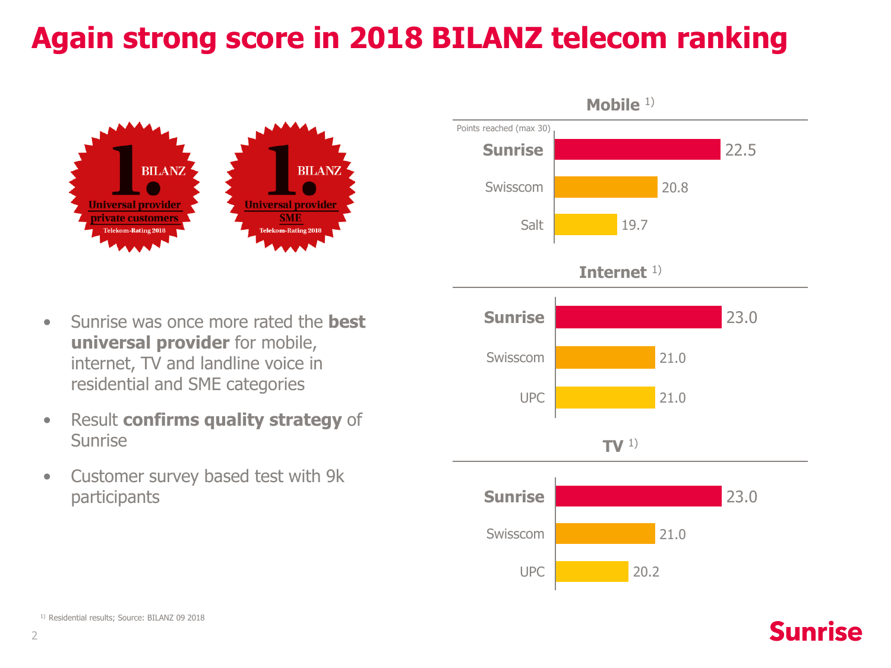# Again strong score in 2018 BILANZ telecom ranking

1. BILANZ — Universal provider private customers — Telekom-Rating 2018

1. BILANZ — Universal provider SME — Telekom-Rating 2018

- Sunrise was once more rated the **best universal provider** for mobile, internet, TV and landline voice in residential and SME categories
- Result **confirms quality strategy** of Sunrise
- Customer survey based test with 9k participants

**Mobile** [1)]

Points reached (max 30)

| Provider | Points |
| --- | --- |
| **Sunrise** | 22.5 |
| Swisscom | 20.8 |
| Salt | 19.7 |

**Internet** [1)]

| Provider | Points |
| --- | --- |
| **Sunrise** | 23.0 |
| Swisscom | 21.0 |
| UPC | 21.0 |

**TV** [1)]

| Provider | Points |
| --- | --- |
| **Sunrise** | 23.0 |
| Swisscom | 21.0 |
| UPC | 20.2 |

[1)] Residential results; Source: BILANZ 09 2018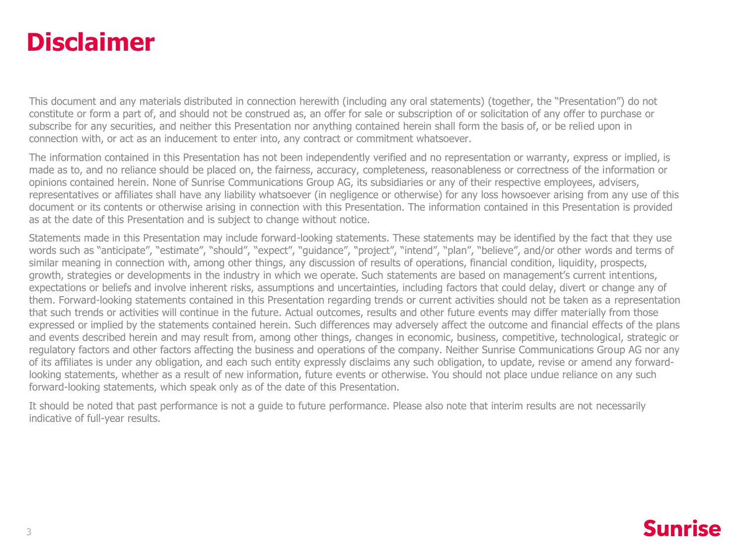# Disclaimer

This document and any materials distributed in connection herewith (including any oral statements) (together, the "Presentation") do not constitute or form a part of, and should not be construed as, an offer for sale or subscription of or solicitation of any offer to purchase or subscribe for any securities, and neither this Presentation nor anything contained herein shall form the basis of, or be relied upon in connection with, or act as an inducement to enter into, any contract or commitment whatsoever.

The information contained in this Presentation has not been independently verified and no representation or warranty, express or implied, is made as to, and no reliance should be placed on, the fairness, accuracy, completeness, reasonableness or correctness of the information or opinions contained herein. None of Sunrise Communications Group AG, its subsidiaries or any of their respective employees, advisers, representatives or affiliates shall have any liability whatsoever (in negligence or otherwise) for any loss howsoever arising from any use of this document or its contents or otherwise arising in connection with this Presentation. The information contained in this Presentation is provided as at the date of this Presentation and is subject to change without notice.

Statements made in this Presentation may include forward-looking statements. These statements may be identified by the fact that they use words such as "anticipate", "estimate", "should", "expect", "guidance", "project", "intend", "plan", "believe", and/or other words and terms of similar meaning in connection with, among other things, any discussion of results of operations, financial condition, liquidity, prospects, growth, strategies or developments in the industry in which we operate. Such statements are based on management's current intentions, expectations or beliefs and involve inherent risks, assumptions and uncertainties, including factors that could delay, divert or change any of them. Forward-looking statements contained in this Presentation regarding trends or current activities should not be taken as a representation that such trends or activities will continue in the future. Actual outcomes, results and other future events may differ materially from those expressed or implied by the statements contained herein. Such differences may adversely affect the outcome and financial effects of the plans and events described herein and may result from, among other things, changes in economic, business, competitive, technological, strategic or regulatory factors and other factors affecting the business and operations of the company. Neither Sunrise Communications Group AG nor any of its affiliates is under any obligation, and each such entity expressly disclaims any such obligation, to update, revise or amend any forward-looking statements, whether as a result of new information, future events or otherwise. You should not place undue reliance on any such forward-looking statements, which speak only as of the date of this Presentation.

It should be noted that past performance is not a guide to future performance. Please also note that interim results are not necessarily indicative of full-year results.

Sunrise